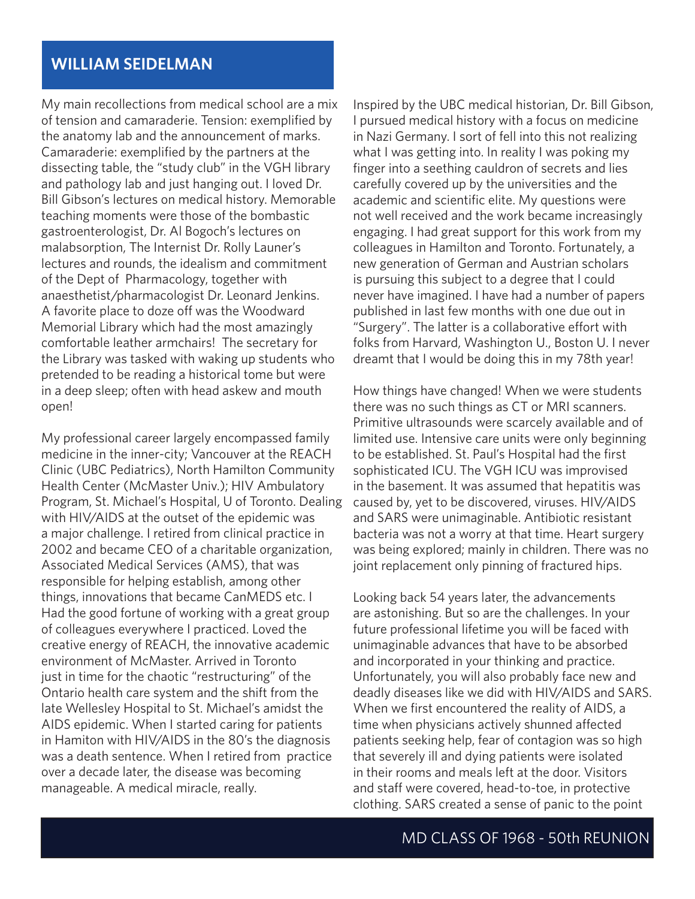## WILLIAM SEIDELMAN

My main recollections from medical school are a mix of tension and camaraderie. Tension: exemplified by the anatomy lab and the announcement of marks. Camaraderie: exemplified by the partners at the dissecting table, the "study club" in the VGH library and pathology lab and just hanging out. I loved Dr. Bill Gibson's lectures on medical history. Memorable teaching moments were those of the bombastic gastroenterologist, Dr. Al Bogoch's lectures on malabsorption, The Internist Dr. Rolly Launer's lectures and rounds, the idealism and commitment of the Dept of Pharmacology, together with anaesthetist/pharmacologist Dr. Leonard Jenkins. A favorite place to doze off was the Woodward Memorial Library which had the most amazingly comfortable leather armchairs! The secretary for the Library was tasked with waking up students who pretended to be reading a historical tome but were in a deep sleep; often with head askew and mouth open!

My professional career largely encompassed family medicine in the inner-city; Vancouver at the REACH Clinic (UBC Pediatrics), North Hamilton Community Health Center (McMaster Univ.); HIV Ambulatory Program, St. Michael's Hospital, U of Toronto. Dealing with HIV/AIDS at the outset of the epidemic was a major challenge. I retired from clinical practice in 2002 and became CEO of a charitable organization, Associated Medical Services (AMS), that was responsible for helping establish, among other things, innovations that became CanMEDS etc. I Had the good fortune of working with a great group of colleagues everywhere I practiced. Loved the creative energy of REACH, the innovative academic environment of McMaster. Arrived in Toronto just in time for the chaotic "restructuring" of the Ontario health care system and the shift from the late Wellesley Hospital to St. Michael's amidst the AIDS epidemic. When I started caring for patients in Hamiton with HIV/AIDS in the 80's the diagnosis was a death sentence. When I retired from practice over a decade later, the disease was becoming manageable. A medical miracle, really.

Inspired by the UBC medical historian, Dr. Bill Gibson, I pursued medical history with a focus on medicine in Nazi Germany. I sort of fell into this not realizing what I was getting into. In reality I was poking my finger into a seething cauldron of secrets and lies carefully covered up by the universities and the academic and scientific elite. My questions were not well received and the work became increasingly engaging. I had great support for this work from my colleagues in Hamilton and Toronto. Fortunately, a new generation of German and Austrian scholars is pursuing this subject to a degree that I could never have imagined. I have had a number of papers published in last few months with one due out in "Surgery". The latter is a collaborative effort with folks from Harvard, Washington U., Boston U. I never dreamt that I would be doing this in my 78th year!

How things have changed! When we were students there was no such things as CT or MRI scanners. Primitive ultrasounds were scarcely available and of limited use. Intensive care units were only beginning to be established. St. Paul's Hospital had the first sophisticated ICU. The VGH ICU was improvised in the basement. It was assumed that hepatitis was caused by, yet to be discovered, viruses. HIV/AIDS and SARS were unimaginable. Antibiotic resistant bacteria was not a worry at that time. Heart surgery was being explored; mainly in children. There was no joint replacement only pinning of fractured hips.

Looking back 54 years later, the advancements are astonishing. But so are the challenges. In your future professional lifetime you will be faced with unimaginable advances that have to be absorbed and incorporated in your thinking and practice. Unfortunately, you will also probably face new and deadly diseases like we did with HIV/AIDS and SARS. When we first encountered the reality of AIDS, a time when physicians actively shunned affected patients seeking help, fear of contagion was so high that severely ill and dying patients were isolated in their rooms and meals left at the door. Visitors and staff were covered, head-to-toe, in protective clothing. SARS created a sense of panic to the point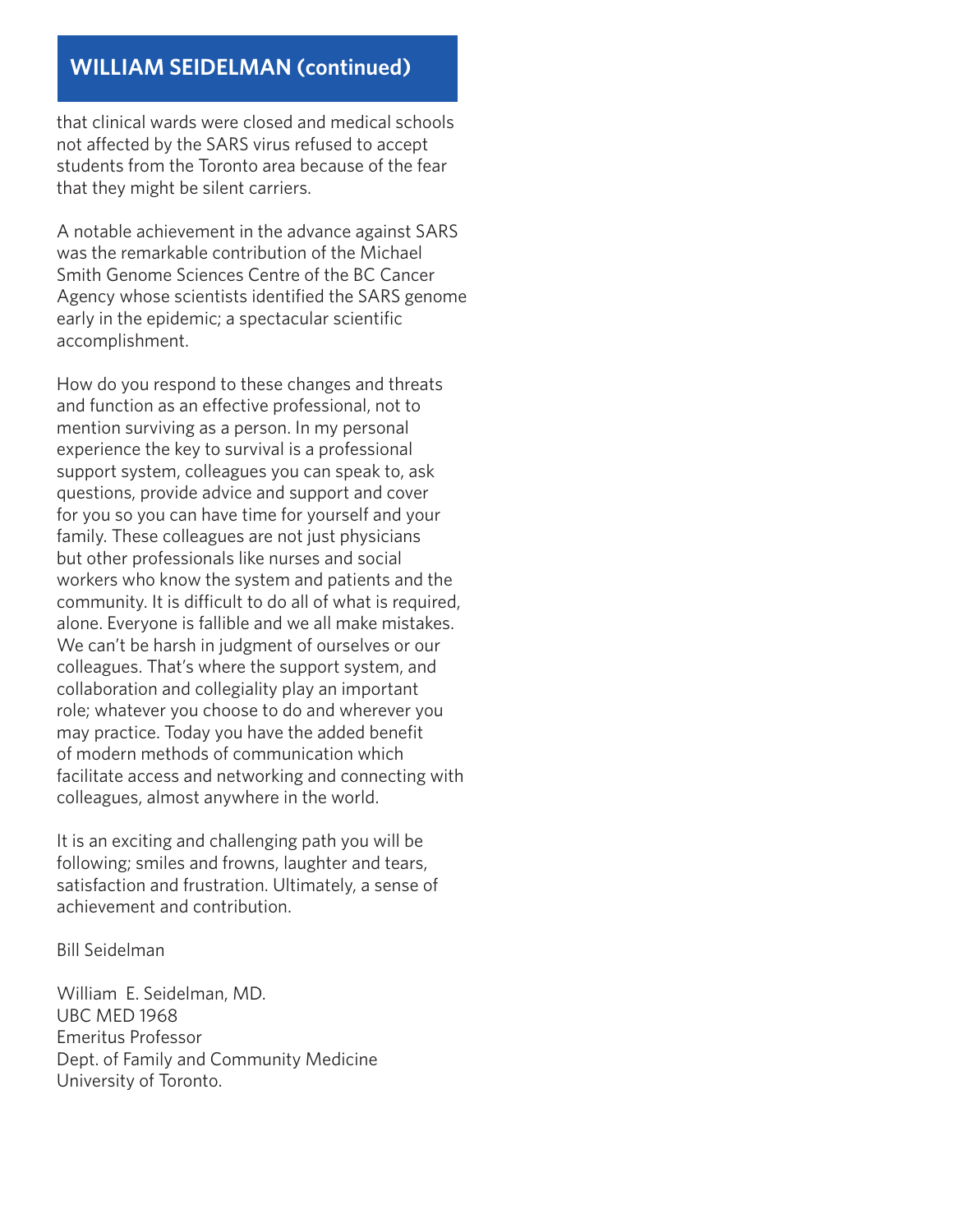## WILLIAM SEIDELMAN (continued)

that clinical wards were closed and medical schools not affected by the SARS virus refused to accept students from the Toronto area because of the fear that they might be silent carriers.

A notable achievement in the advance against SARS was the remarkable contribution of the Michael Smith Genome Sciences Centre of the BC Cancer Agency whose scientists identified the SARS genome early in the epidemic; a spectacular scientific accomplishment.

How do you respond to these changes and threats and function as an effective professional, not to mention surviving as a person. In my personal experience the key to survival is a professional support system, colleagues you can speak to, ask questions, provide advice and support and cover for you so you can have time for yourself and your family. These colleagues are not just physicians but other professionals like nurses and social workers who know the system and patients and the community. It is difficult to do all of what is required, alone. Everyone is fallible and we all make mistakes. We can't be harsh in judgment of ourselves or our colleagues. That's where the support system, and collaboration and collegiality play an important role; whatever you choose to do and wherever you may practice. Today you have the added benefit of modern methods of communication which facilitate access and networking and connecting with colleagues, almost anywhere in the world.

It is an exciting and challenging path you will be following; smiles and frowns, laughter and tears, satisfaction and frustration. Ultimately, a sense of achievement and contribution.

Bill Seidelman

William E. Seidelman, MD.
UBC MED 1968
Emeritus Professor
Dept. of Family and Community Medicine
University of Toronto.